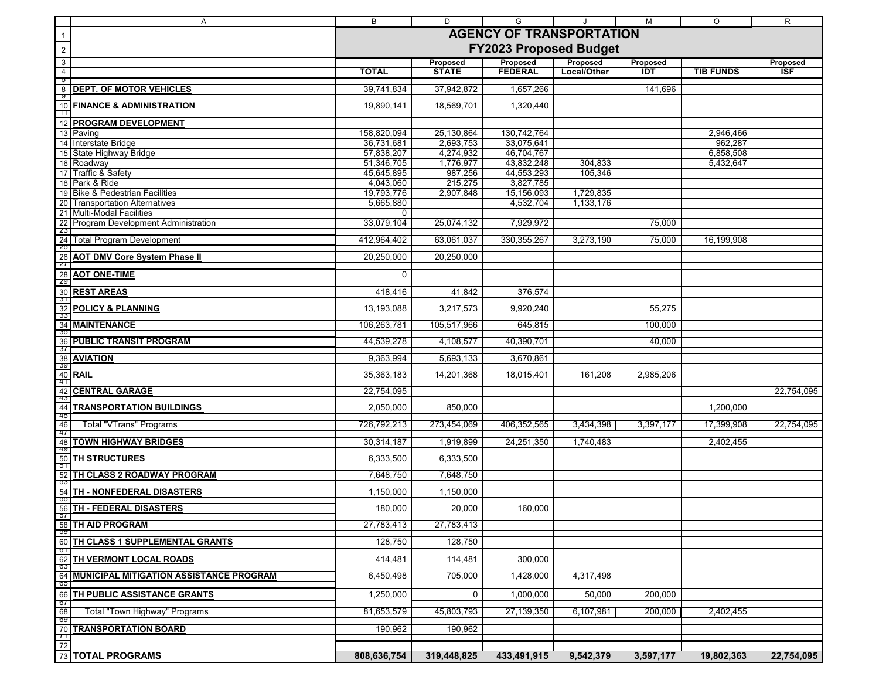# AGENCY OF TRANSPORTATION

## FY2023 Proposed Budget

| | TOTAL | Proposed STATE | Proposed FEDERAL | Proposed Local/Other | Proposed IDT | TIB FUNDS | Proposed ISF |
|---|---|---|---|---|---|---|---|
| **DEPT. OF MOTOR VEHICLES** | 39,741,834 | 37,942,872 | 1,657,266 | | 141,696 | | |
| **FINANCE & ADMINISTRATION** | 19,890,141 | 18,569,701 | 1,320,440 | | | | |
| **PROGRAM DEVELOPMENT** | | | | | | | |
| Paving | 158,820,094 | 25,130,864 | 130,742,764 | | | 2,946,466 | |
| Interstate Bridge | 36,731,681 | 2,693,753 | 33,075,641 | | | 962,287 | |
| State Highway Bridge | 57,838,207 | 4,274,932 | 46,704,767 | | | 6,858,508 | |
| Roadway | 51,346,705 | 1,776,977 | 43,832,248 | 304,833 | | 5,432,647 | |
| Traffic & Safety | 45,645,895 | 987,256 | 44,553,293 | 105,346 | | | |
| Park & Ride | 4,043,060 | 215,275 | 3,827,785 | | | | |
| Bike & Pedestrian Facilities | 19,793,776 | 2,907,848 | 15,156,093 | 1,729,835 | | | |
| Transportation Alternatives | 5,665,880 | | 4,532,704 | 1,133,176 | | | |
| Multi-Modal Facilities | 0 | | | | | | |
| Program Development Administration | 33,079,104 | 25,074,132 | 7,929,972 | | 75,000 | | |
| Total Program Development | 412,964,402 | 63,061,037 | 330,355,267 | 3,273,190 | 75,000 | 16,199,908 | |
| **AOT DMV Core System Phase II** | 20,250,000 | 20,250,000 | | | | | |
| **AOT ONE-TIME** | 0 | | | | | | |
| **REST AREAS** | 418,416 | 41,842 | 376,574 | | | | |
| **POLICY & PLANNING** | 13,193,088 | 3,217,573 | 9,920,240 | | 55,275 | | |
| **MAINTENANCE** | 106,263,781 | 105,517,966 | 645,815 | | 100,000 | | |
| **PUBLIC TRANSIT PROGRAM** | 44,539,278 | 4,108,577 | 40,390,701 | | 40,000 | | |
| **AVIATION** | 9,363,994 | 5,693,133 | 3,670,861 | | | | |
| **RAIL** | 35,363,183 | 14,201,368 | 18,015,401 | 161,208 | 2,985,206 | | |
| **CENTRAL GARAGE** | 22,754,095 | | | | | | 22,754,095 |
| **TRANSPORTATION BUILDINGS** | 2,050,000 | 850,000 | | | | 1,200,000 | |
| Total "VTrans" Programs | 726,792,213 | 273,454,069 | 406,352,565 | 3,434,398 | 3,397,177 | 17,399,908 | 22,754,095 |
| **TOWN HIGHWAY BRIDGES** | 30,314,187 | 1,919,899 | 24,251,350 | 1,740,483 | | 2,402,455 | |
| **TH STRUCTURES** | 6,333,500 | 6,333,500 | | | | | |
| **TH CLASS 2 ROADWAY PROGRAM** | 7,648,750 | 7,648,750 | | | | | |
| **TH - NONFEDERAL DISASTERS** | 1,150,000 | 1,150,000 | | | | | |
| **TH - FEDERAL DISASTERS** | 180,000 | 20,000 | 160,000 | | | | |
| **TH AID PROGRAM** | 27,783,413 | 27,783,413 | | | | | |
| **TH CLASS 1 SUPPLEMENTAL GRANTS** | 128,750 | 128,750 | | | | | |
| **TH VERMONT LOCAL ROADS** | 414,481 | 114,481 | 300,000 | | | | |
| **MUNICIPAL MITIGATION ASSISTANCE PROGRAM** | 6,450,498 | 705,000 | 1,428,000 | 4,317,498 | | | |
| **TH PUBLIC ASSISTANCE GRANTS** | 1,250,000 | 0 | 1,000,000 | 50,000 | 200,000 | | |
| Total "Town Highway" Programs | 81,653,579 | 45,803,793 | 27,139,350 | 6,107,981 | 200,000 | 2,402,455 | |
| **TRANSPORTATION BOARD** | 190,962 | 190,962 | | | | | |
| **TOTAL PROGRAMS** | **808,636,754** | **319,448,825** | **433,491,915** | **9,542,379** | **3,597,177** | **19,802,363** | **22,754,095** |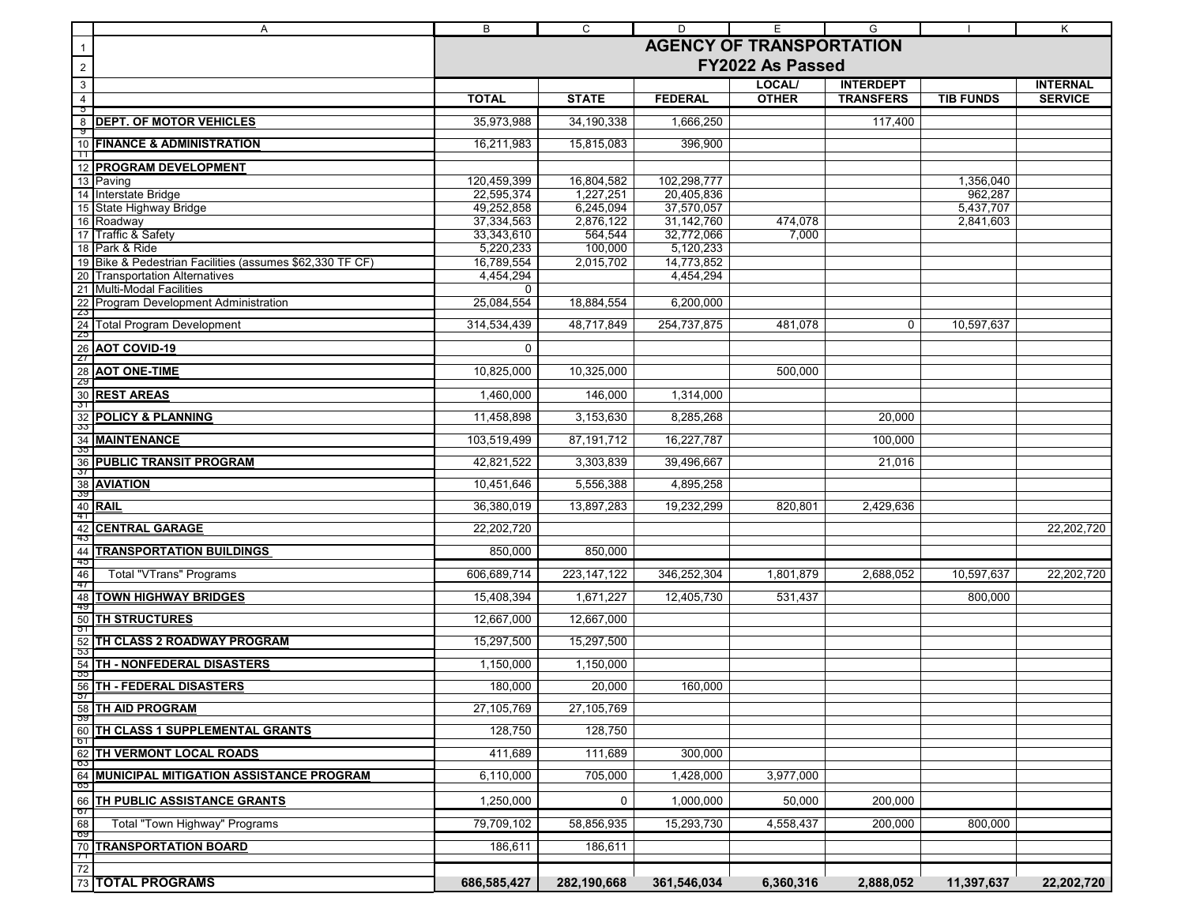# AGENCY OF TRANSPORTATION

## FY2022 As Passed

| | TOTAL | STATE | FEDERAL | LOCAL/ OTHER | INTERDEPT TRANSFERS | TIB FUNDS | INTERNAL SERVICE |
|---|---|---|---|---|---|---|---|
| **DEPT. OF MOTOR VEHICLES** | 35,973,988 | 34,190,338 | 1,666,250 | | 117,400 | | |
| **FINANCE & ADMINISTRATION** | 16,211,983 | 15,815,083 | 396,900 | | | | |
| **PROGRAM DEVELOPMENT** | | | | | | | |
| Paving | 120,459,399 | 16,804,582 | 102,298,777 | | | 1,356,040 | |
| Interstate Bridge | 22,595,374 | 1,227,251 | 20,405,836 | | | 962,287 | |
| State Highway Bridge | 49,252,858 | 6,245,094 | 37,570,057 | | | 5,437,707 | |
| Roadway | 37,334,563 | 2,876,122 | 31,142,760 | 474,078 | | 2,841,603 | |
| Traffic & Safety | 33,343,610 | 564,544 | 32,772,066 | 7,000 | | | |
| Park & Ride | 5,220,233 | 100,000 | 5,120,233 | | | | |
| Bike & Pedestrian Facilities (assumes $62,330 TF CF) | 16,789,554 | 2,015,702 | 14,773,852 | | | | |
| Transportation Alternatives | 4,454,294 | | 4,454,294 | | | | |
| Multi-Modal Facilities | 0 | | | | | | |
| Program Development Administration | 25,084,554 | 18,884,554 | 6,200,000 | | | | |
| Total Program Development | 314,534,439 | 48,717,849 | 254,737,875 | 481,078 | 0 | 10,597,637 | |
| **AOT COVID-19** | 0 | | | | | | |
| **AOT ONE-TIME** | 10,825,000 | 10,325,000 | | 500,000 | | | |
| **REST AREAS** | 1,460,000 | 146,000 | 1,314,000 | | | | |
| **POLICY & PLANNING** | 11,458,898 | 3,153,630 | 8,285,268 | | 20,000 | | |
| **MAINTENANCE** | 103,519,499 | 87,191,712 | 16,227,787 | | 100,000 | | |
| **PUBLIC TRANSIT PROGRAM** | 42,821,522 | 3,303,839 | 39,496,667 | | 21,016 | | |
| **AVIATION** | 10,451,646 | 5,556,388 | 4,895,258 | | | | |
| **RAIL** | 36,380,019 | 13,897,283 | 19,232,299 | 820,801 | 2,429,636 | | |
| **CENTRAL GARAGE** | 22,202,720 | | | | | | 22,202,720 |
| **TRANSPORTATION BUILDINGS** | 850,000 | 850,000 | | | | | |
| Total "VTrans" Programs | 606,689,714 | 223,147,122 | 346,252,304 | 1,801,879 | 2,688,052 | 10,597,637 | 22,202,720 |
| **TOWN HIGHWAY BRIDGES** | 15,408,394 | 1,671,227 | 12,405,730 | 531,437 | | 800,000 | |
| **TH STRUCTURES** | 12,667,000 | 12,667,000 | | | | | |
| **TH CLASS 2 ROADWAY PROGRAM** | 15,297,500 | 15,297,500 | | | | | |
| **TH - NONFEDERAL DISASTERS** | 1,150,000 | 1,150,000 | | | | | |
| **TH - FEDERAL DISASTERS** | 180,000 | 20,000 | 160,000 | | | | |
| **TH AID PROGRAM** | 27,105,769 | 27,105,769 | | | | | |
| **TH CLASS 1 SUPPLEMENTAL GRANTS** | 128,750 | 128,750 | | | | | |
| **TH VERMONT LOCAL ROADS** | 411,689 | 111,689 | 300,000 | | | | |
| **MUNICIPAL MITIGATION ASSISTANCE PROGRAM** | 6,110,000 | 705,000 | 1,428,000 | 3,977,000 | | | |
| **TH PUBLIC ASSISTANCE GRANTS** | 1,250,000 | 0 | 1,000,000 | 50,000 | 200,000 | | |
| Total "Town Highway" Programs | 79,709,102 | 58,856,935 | 15,293,730 | 4,558,437 | 200,000 | 800,000 | |
| **TRANSPORTATION BOARD** | 186,611 | 186,611 | | | | | |
| **TOTAL PROGRAMS** | **686,585,427** | **282,190,668** | **361,546,034** | **6,360,316** | **2,888,052** | **11,397,637** | **22,202,720** |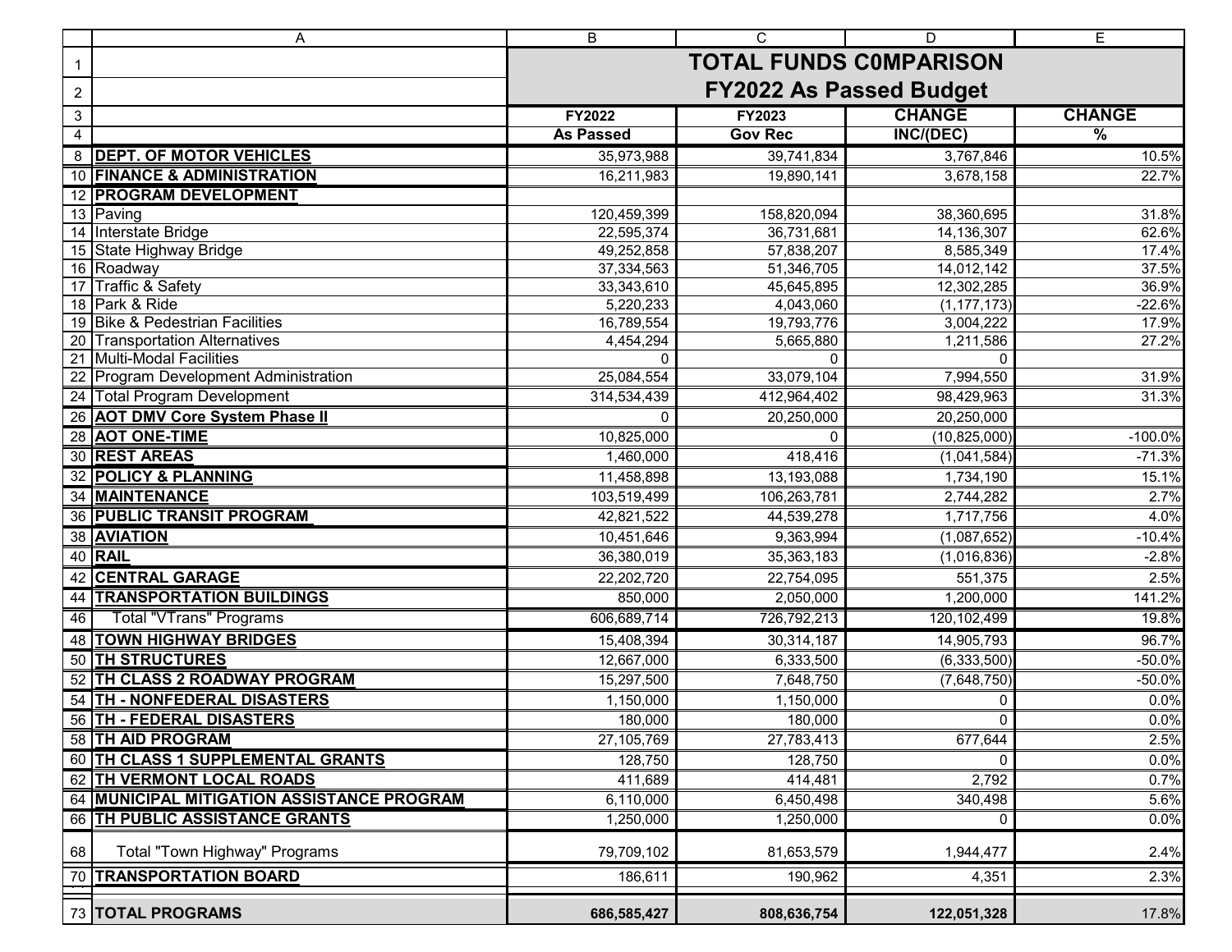| | A | B | C | D | E |
|---|---|---|---|---|---|
| 1 | | **TOTAL FUNDS C0MPARISON** | | | |
| 2 | | **FY2022 As Passed Budget** | | | |
| 3 | | **FY2022** | **FY2023** | **CHANGE** | **CHANGE** |
| 4 | | **As Passed** | **Gov Rec** | **INC/(DEC)** | **%** |
| 8 | **DEPT. OF MOTOR VEHICLES** | 35,973,988 | 39,741,834 | 3,767,846 | 10.5% |
| 10 | **FINANCE & ADMINISTRATION** | 16,211,983 | 19,890,141 | 3,678,158 | 22.7% |
| 12 | **PROGRAM DEVELOPMENT** | | | | |
| 13 | Paving | 120,459,399 | 158,820,094 | 38,360,695 | 31.8% |
| 14 | Interstate Bridge | 22,595,374 | 36,731,681 | 14,136,307 | 62.6% |
| 15 | State Highway Bridge | 49,252,858 | 57,838,207 | 8,585,349 | 17.4% |
| 16 | Roadway | 37,334,563 | 51,346,705 | 14,012,142 | 37.5% |
| 17 | Traffic & Safety | 33,343,610 | 45,645,895 | 12,302,285 | 36.9% |
| 18 | Park & Ride | 5,220,233 | 4,043,060 | (1,177,173) | -22.6% |
| 19 | Bike & Pedestrian Facilities | 16,789,554 | 19,793,776 | 3,004,222 | 17.9% |
| 20 | Transportation Alternatives | 4,454,294 | 5,665,880 | 1,211,586 | 27.2% |
| 21 | Multi-Modal Facilities | 0 | 0 | 0 | |
| 22 | Program Development Administration | 25,084,554 | 33,079,104 | 7,994,550 | 31.9% |
| 24 | Total Program Development | 314,534,439 | 412,964,402 | 98,429,963 | 31.3% |
| 26 | **AOT DMV Core System Phase II** | 0 | 20,250,000 | 20,250,000 | |
| 28 | **AOT ONE-TIME** | 10,825,000 | 0 | (10,825,000) | -100.0% |
| 30 | **REST AREAS** | 1,460,000 | 418,416 | (1,041,584) | -71.3% |
| 32 | **POLICY & PLANNING** | 11,458,898 | 13,193,088 | 1,734,190 | 15.1% |
| 34 | **MAINTENANCE** | 103,519,499 | 106,263,781 | 2,744,282 | 2.7% |
| 36 | **PUBLIC TRANSIT PROGRAM** | 42,821,522 | 44,539,278 | 1,717,756 | 4.0% |
| 38 | **AVIATION** | 10,451,646 | 9,363,994 | (1,087,652) | -10.4% |
| 40 | **RAIL** | 36,380,019 | 35,363,183 | (1,016,836) | -2.8% |
| 42 | **CENTRAL GARAGE** | 22,202,720 | 22,754,095 | 551,375 | 2.5% |
| 44 | **TRANSPORTATION BUILDINGS** | 850,000 | 2,050,000 | 1,200,000 | 141.2% |
| 46 | Total "VTrans" Programs | 606,689,714 | 726,792,213 | 120,102,499 | 19.8% |
| 48 | **TOWN HIGHWAY BRIDGES** | 15,408,394 | 30,314,187 | 14,905,793 | 96.7% |
| 50 | **TH STRUCTURES** | 12,667,000 | 6,333,500 | (6,333,500) | -50.0% |
| 52 | **TH CLASS 2 ROADWAY PROGRAM** | 15,297,500 | 7,648,750 | (7,648,750) | -50.0% |
| 54 | **TH - NONFEDERAL DISASTERS** | 1,150,000 | 1,150,000 | 0 | 0.0% |
| 56 | **TH - FEDERAL DISASTERS** | 180,000 | 180,000 | 0 | 0.0% |
| 58 | **TH AID PROGRAM** | 27,105,769 | 27,783,413 | 677,644 | 2.5% |
| 60 | **TH CLASS 1 SUPPLEMENTAL GRANTS** | 128,750 | 128,750 | 0 | 0.0% |
| 62 | **TH VERMONT LOCAL ROADS** | 411,689 | 414,481 | 2,792 | 0.7% |
| 64 | **MUNICIPAL MITIGATION ASSISTANCE PROGRAM** | 6,110,000 | 6,450,498 | 340,498 | 5.6% |
| 66 | **TH PUBLIC ASSISTANCE GRANTS** | 1,250,000 | 1,250,000 | 0 | 0.0% |
| 68 | Total "Town Highway" Programs | 79,709,102 | 81,653,579 | 1,944,477 | 2.4% |
| 70 | **TRANSPORTATION BOARD** | 186,611 | 190,962 | 4,351 | 2.3% |
| 73 | **TOTAL PROGRAMS** | **686,585,427** | **808,636,754** | **122,051,328** | 17.8% |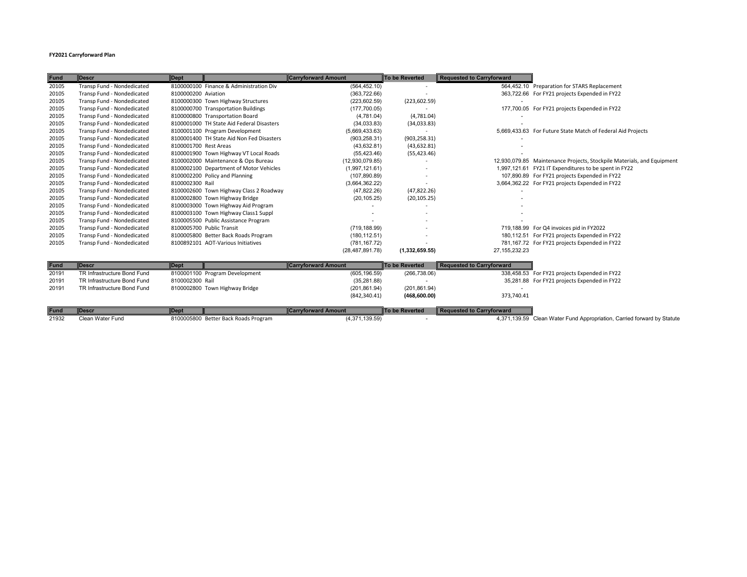**FY2021 Carryforward Plan**

| Fund | Descr | Dept | | Carryforward Amount | To be Reverted | Requested to Carryforward | |
|---|---|---|---|---|---|---|---|
| 20105 | Transp Fund - Nondedicated | 8100000100 | Finance & Administration Div | (564,452.10) | - | 564,452.10 | Preparation for STARS Replacement |
| 20105 | Transp Fund - Nondedicated | 8100000200 | Aviation | (363,722.66) | - | 363,722.66 | For FY21 projects Expended in FY22 |
| 20105 | Transp Fund - Nondedicated | 8100000300 | Town Highway Structures | (223,602.59) | (223,602.59) | - | |
| 20105 | Transp Fund - Nondedicated | 8100000700 | Transportation Buildings | (177,700.05) | - | 177,700.05 | For FY21 projects Expended in FY22 |
| 20105 | Transp Fund - Nondedicated | 8100000800 | Transportation Board | (4,781.04) | (4,781.04) | - | |
| 20105 | Transp Fund - Nondedicated | 8100001000 | TH State Aid Federal Disasters | (34,033.83) | (34,033.83) | - | |
| 20105 | Transp Fund - Nondedicated | 8100001100 | Program Development | (5,669,433.63) | - | 5,669,433.63 | For Future State Match of Federal Aid Projects |
| 20105 | Transp Fund - Nondedicated | 8100001400 | TH State Aid Non Fed Disasters | (903,258.31) | (903,258.31) | - | |
| 20105 | Transp Fund - Nondedicated | 8100001700 | Rest Areas | (43,632.81) | (43,632.81) | - | |
| 20105 | Transp Fund - Nondedicated | 8100001900 | Town Highway VT Local Roads | (55,423.46) | (55,423.46) | - | |
| 20105 | Transp Fund - Nondedicated | 8100002000 | Maintenance & Ops Bureau | (12,930,079.85) | - | 12,930,079.85 | Maintenance Projects, Stockpile Materials, and Equipment |
| 20105 | Transp Fund - Nondedicated | 8100002100 | Department of Motor Vehicles | (1,997,121.61) | - | 1,997,121.61 | FY21 IT Expenditures to be spent in FY22 |
| 20105 | Transp Fund - Nondedicated | 8100002200 | Policy and Planning | (107,890.89) | - | 107,890.89 | For FY21 projects Expended in FY22 |
| 20105 | Transp Fund - Nondedicated | 8100002300 | Rail | (3,664,362.22) | - | 3,664,362.22 | For FY21 projects Expended in FY22 |
| 20105 | Transp Fund - Nondedicated | 8100002600 | Town Highway Class 2 Roadway | (47,822.26) | (47,822.26) | - | |
| 20105 | Transp Fund - Nondedicated | 8100002800 | Town Highway Bridge | (20,105.25) | (20,105.25) | - | |
| 20105 | Transp Fund - Nondedicated | 8100003000 | Town Highway Aid Program | - | - | - | |
| 20105 | Transp Fund - Nondedicated | 8100003100 | Town Highway Class1 Suppl | - | - | - | |
| 20105 | Transp Fund - Nondedicated | 8100005500 | Public Assistance Program | - | - | - | |
| 20105 | Transp Fund - Nondedicated | 8100005700 | Public Transit | (719,188.99) | - | 719,188.99 | For Q4 invoices pid in FY2022 |
| 20105 | Transp Fund - Nondedicated | 8100005800 | Better Back Roads Program | (180,112.51) | - | 180,112.51 | For FY21 projects Expended in FY22 |
| 20105 | Transp Fund - Nondedicated | 8100892101 | AOT-Various Initiatives | (781,167.72) | - | 781,167.72 | For FY21 projects Expended in FY22 |
| | | | | (28,487,891.78) | **(1,332,659.55)** | 27,155,232.23 | |

| Fund | Descr | Dept | | Carryforward Amount | To be Reverted | Requested to Carryforward | |
|---|---|---|---|---|---|---|---|
| 20191 | TR Infrastructure Bond Fund | 8100001100 | Program Development | (605,196.59) | (266,738.06) | 338,458.53 | For FY21 projects Expended in FY22 |
| 20191 | TR Infrastructure Bond Fund | 8100002300 | Rail | (35,281.88) | - | 35,281.88 | For FY21 projects Expended in FY22 |
| 20191 | TR Infrastructure Bond Fund | 8100002800 | Town Highway Bridge | (201,861.94) | (201,861.94) | - | |
| | | | | (842,340.41) | **(468,600.00)** | 373,740.41 | |

| Fund | Descr | Dept | | Carryforward Amount | To be Reverted | Requested to Carryforward | |
|---|---|---|---|---|---|---|---|
| 21932 | Clean Water Fund | 8100005800 | Better Back Roads Program | (4,371,139.59) | - | 4,371,139.59 | Clean Water Fund Appropriation, Carried forward by Statute |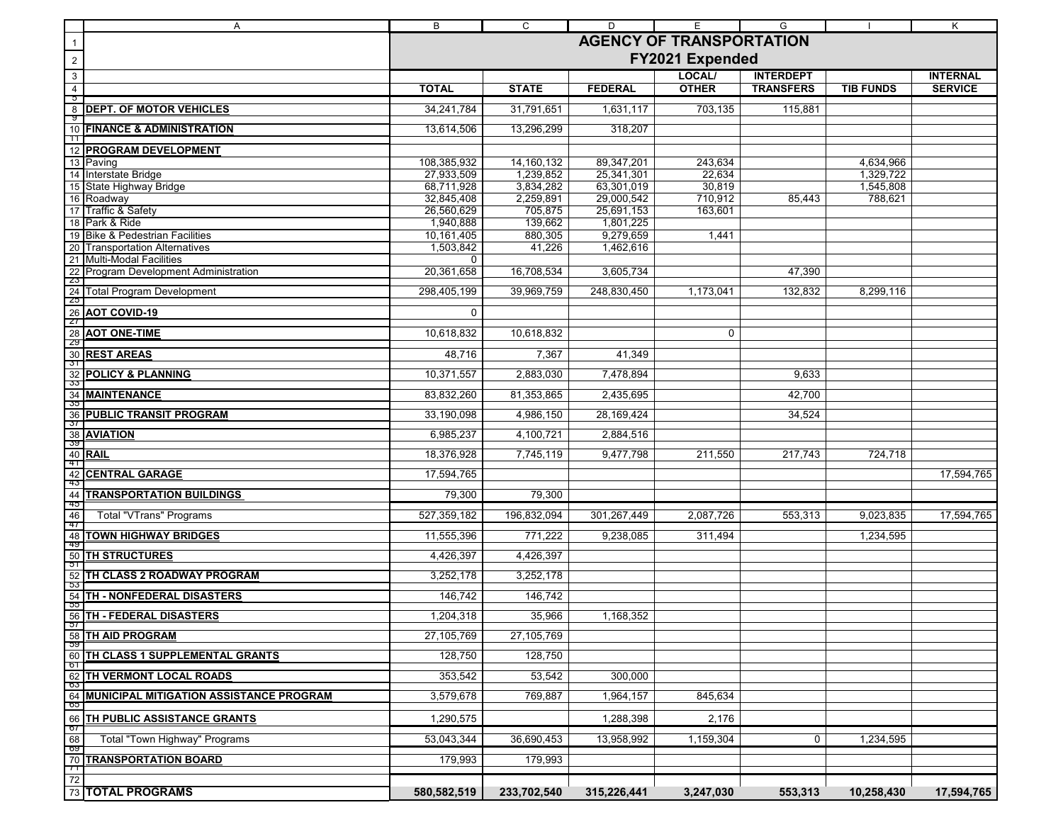| | AGENCY OF TRANSPORTATION FY2021 Expended | | | | | | |
|---|---|---|---|---|---|---|---|
| | TOTAL | STATE | FEDERAL | LOCAL/ OTHER | INTERDEPT TRANSFERS | TIB FUNDS | INTERNAL SERVICE |
| **DEPT. OF MOTOR VEHICLES** | 34,241,784 | 31,791,651 | 1,631,117 | 703,135 | 115,881 | | |
| **FINANCE & ADMINISTRATION** | 13,614,506 | 13,296,299 | 318,207 | | | | |
| **PROGRAM DEVELOPMENT** | | | | | | | |
| Paving | 108,385,932 | 14,160,132 | 89,347,201 | 243,634 | | 4,634,966 | |
| Interstate Bridge | 27,933,509 | 1,239,852 | 25,341,301 | 22,634 | | 1,329,722 | |
| State Highway Bridge | 68,711,928 | 3,834,282 | 63,301,019 | 30,819 | | 1,545,808 | |
| Roadway | 32,845,408 | 2,259,891 | 29,000,542 | 710,912 | 85,443 | 788,621 | |
| Traffic & Safety | 26,560,629 | 705,875 | 25,691,153 | 163,601 | | | |
| Park & Ride | 1,940,888 | 139,662 | 1,801,225 | | | | |
| Bike & Pedestrian Facilities | 10,161,405 | 880,305 | 9,279,659 | 1,441 | | | |
| Transportation Alternatives | 1,503,842 | 41,226 | 1,462,616 | | | | |
| Multi-Modal Facilities | 0 | | | | | | |
| Program Development Administration | 20,361,658 | 16,708,534 | 3,605,734 | | 47,390 | | |
| Total Program Development | 298,405,199 | 39,969,759 | 248,830,450 | 1,173,041 | 132,832 | 8,299,116 | |
| **AOT COVID-19** | 0 | | | | | | |
| **AOT ONE-TIME** | 10,618,832 | 10,618,832 | | 0 | | | |
| **REST AREAS** | 48,716 | 7,367 | 41,349 | | | | |
| **POLICY & PLANNING** | 10,371,557 | 2,883,030 | 7,478,894 | | 9,633 | | |
| **MAINTENANCE** | 83,832,260 | 81,353,865 | 2,435,695 | | 42,700 | | |
| **PUBLIC TRANSIT PROGRAM** | 33,190,098 | 4,986,150 | 28,169,424 | | 34,524 | | |
| **AVIATION** | 6,985,237 | 4,100,721 | 2,884,516 | | | | |
| **RAIL** | 18,376,928 | 7,745,119 | 9,477,798 | 211,550 | 217,743 | 724,718 | |
| **CENTRAL GARAGE** | 17,594,765 | | | | | | 17,594,765 |
| **TRANSPORTATION BUILDINGS** | 79,300 | 79,300 | | | | | |
| Total "VTrans" Programs | 527,359,182 | 196,832,094 | 301,267,449 | 2,087,726 | 553,313 | 9,023,835 | 17,594,765 |
| **TOWN HIGHWAY BRIDGES** | 11,555,396 | 771,222 | 9,238,085 | 311,494 | | 1,234,595 | |
| **TH STRUCTURES** | 4,426,397 | 4,426,397 | | | | | |
| **TH CLASS 2 ROADWAY PROGRAM** | 3,252,178 | 3,252,178 | | | | | |
| **TH - NONFEDERAL DISASTERS** | 146,742 | 146,742 | | | | | |
| **TH - FEDERAL DISASTERS** | 1,204,318 | 35,966 | 1,168,352 | | | | |
| **TH AID PROGRAM** | 27,105,769 | 27,105,769 | | | | | |
| **TH CLASS 1 SUPPLEMENTAL GRANTS** | 128,750 | 128,750 | | | | | |
| **TH VERMONT LOCAL ROADS** | 353,542 | 53,542 | 300,000 | | | | |
| **MUNICIPAL MITIGATION ASSISTANCE PROGRAM** | 3,579,678 | 769,887 | 1,964,157 | 845,634 | | | |
| **TH PUBLIC ASSISTANCE GRANTS** | 1,290,575 | | 1,288,398 | 2,176 | | | |
| Total "Town Highway" Programs | 53,043,344 | 36,690,453 | 13,958,992 | 1,159,304 | 0 | 1,234,595 | |
| **TRANSPORTATION BOARD** | 179,993 | 179,993 | | | | | |
| **TOTAL PROGRAMS** | **580,582,519** | **233,702,540** | **315,226,441** | **3,247,030** | **553,313** | **10,258,430** | **17,594,765** |